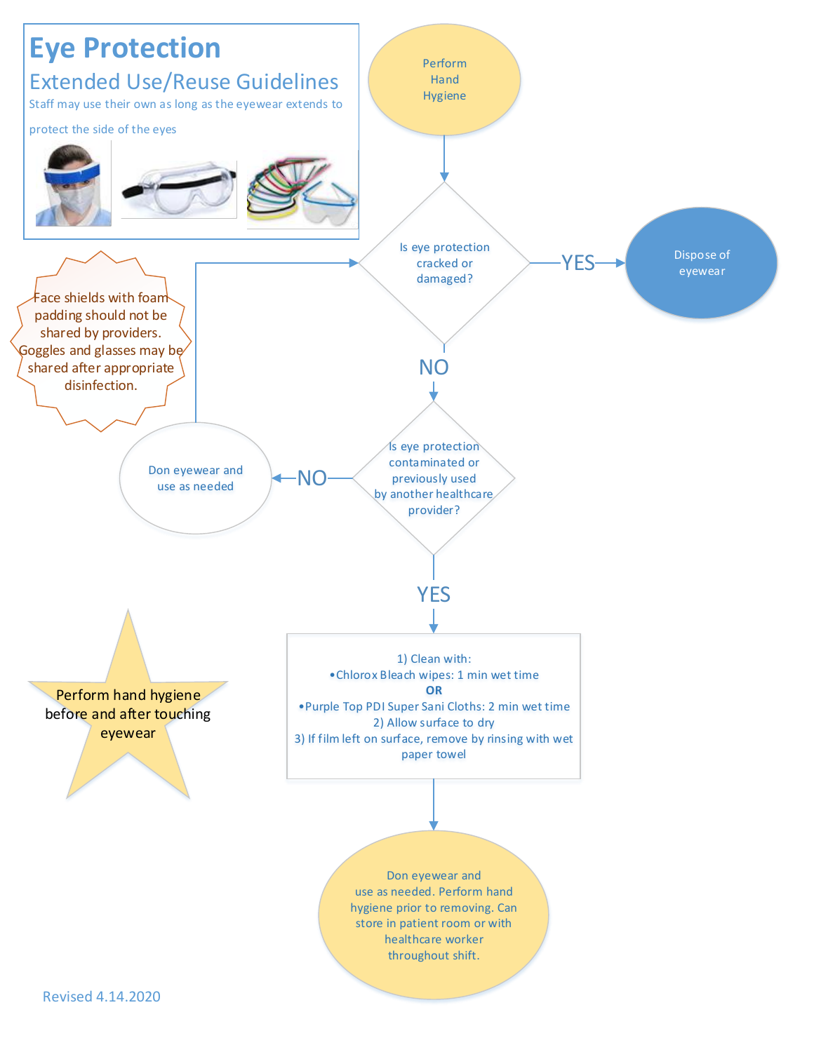# Eye Protection

## Extended Use/Reuse Guidelines

Staff may use their own as long as the eyewear extends to protect the side of the eyes

Perform Hand Hygiene

Is eye protection cracked or damaged?

YES → Dispose of eyewear

NO

Is eye protection contaminated or previously used by another healthcare provider?

NO → Don eyewear and use as needed

YES

1) Clean with:
- Chlorox Bleach wipes: 1 min wet time

**OR**

- Purple Top PDI Super Sani Cloths: 2 min wet time

2) Allow surface to dry
3) If film left on surface, remove by rinsing with wet paper towel

Don eyewear and use as needed. Perform hand hygiene prior to removing. Can store in patient room or with healthcare worker throughout shift.

Face shields with foam padding should not be shared by providers. Goggles and glasses may be shared after appropriate disinfection.

Perform hand hygiene before and after touching eyewear

Revised 4.14.2020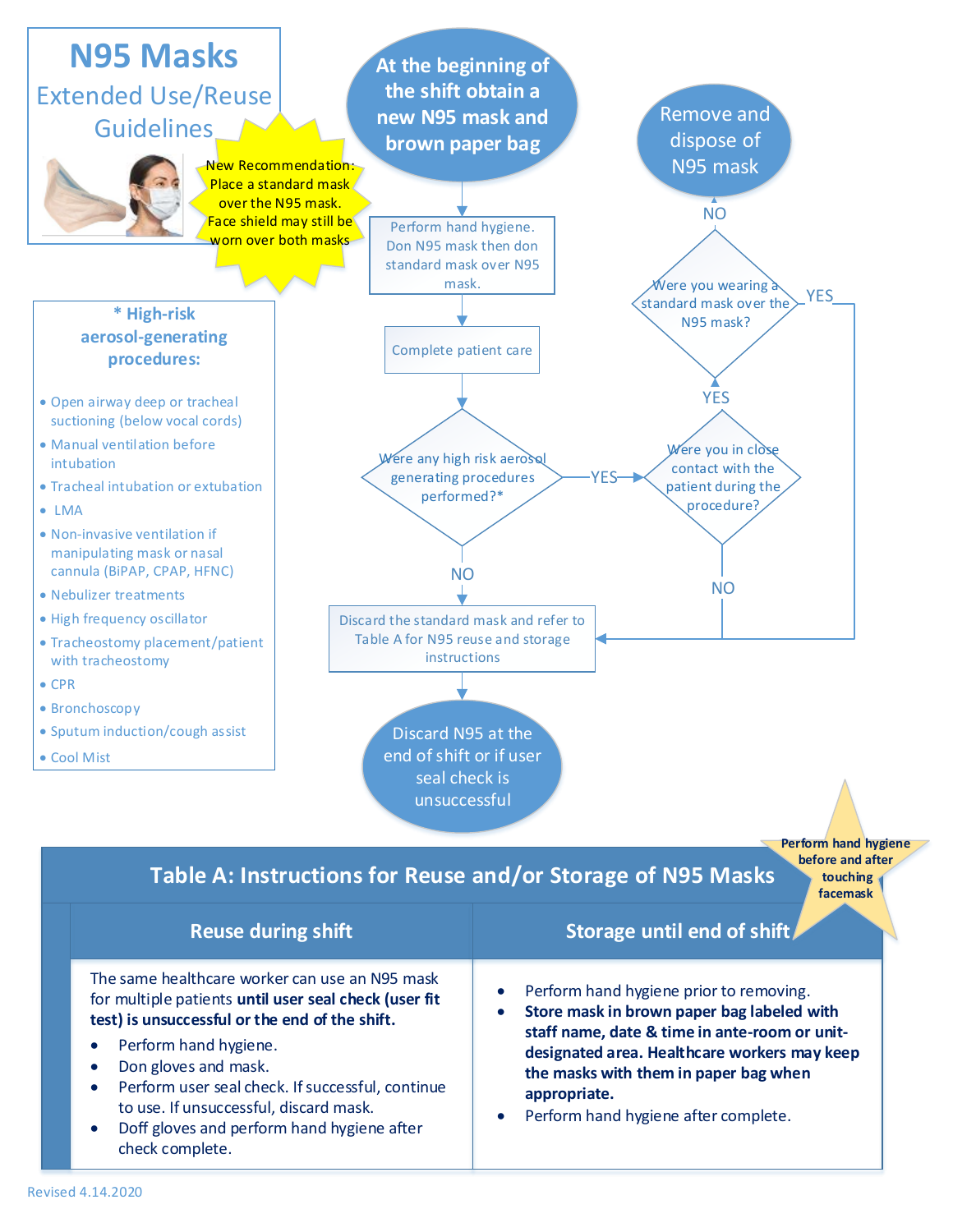# N95 Masks

## Extended Use/Reuse Guidelines

New Recommendation: Place a standard mask over the N95 mask. Face shield may still be worn over both masks

At the beginning of the shift obtain a new N95 mask and brown paper bag

Perform hand hygiene. Don N95 mask then don standard mask over N95 mask.

Complete patient care

Were any high risk aerosol generating procedures performed?*

YES

Were you in close contact with the patient during the procedure?

YES

Were you wearing a standard mask over the N95 mask?

NO

Remove and dispose of N95 mask

YES

NO

NO

Discard the standard mask and refer to Table A for N95 reuse and storage instructions

Discard N95 at the end of shift or if user seal check is unsuccessful

### * High-risk aerosol-generating procedures:

- Open airway deep or tracheal suctioning (below vocal cords)
- Manual ventilation before intubation
- Tracheal intubation or extubation
- LMA
- Non-invasive ventilation if manipulating mask or nasal cannula (BiPAP, CPAP, HFNC)
- Nebulizer treatments
- High frequency oscillator
- Tracheostomy placement/patient with tracheostomy
- CPR
- Bronchoscopy
- Sputum induction/cough assist
- Cool Mist

**Perform hand hygiene before and after touching facemask**

## Table A: Instructions for Reuse and/or Storage of N95 Masks

| Reuse during shift | Storage until end of shift |
|---|---|
| The same healthcare worker can use an N95 mask for multiple patients **until user seal check (user fit test) is unsuccessful or the end of the shift.**<br>• Perform hand hygiene.<br>• Don gloves and mask.<br>• Perform user seal check. If successful, continue to use. If unsuccessful, discard mask.<br>• Doff gloves and perform hand hygiene after check complete. | • Perform hand hygiene prior to removing.<br>• **Store mask in brown paper bag labeled with staff name, date & time in ante-room or unit-designated area. Healthcare workers may keep the masks with them in paper bag when appropriate.**<br>• Perform hand hygiene after complete. |

Revised 4.14.2020